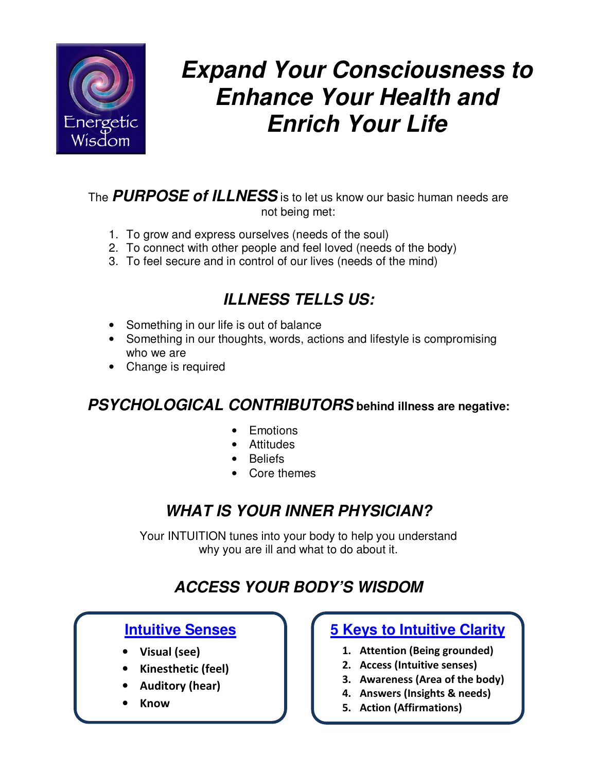Energetic Wisdom

# *Expand Your Consciousness to Enhance Your Health and Enrich Your Life*

The ***PURPOSE of ILLNESS*** is to let us know our basic human needs are not being met:

1. To grow and express ourselves (needs of the soul)
2. To connect with other people and feel loved (needs of the body)
3. To feel secure and in control of our lives (needs of the mind)

## *ILLNESS TELLS US:*

- Something in our life is out of balance
- Something in our thoughts, words, actions and lifestyle is compromising who we are
- Change is required

***PSYCHOLOGICAL CONTRIBUTORS*** **behind illness are negative:**

- Emotions
- Attitudes
- Beliefs
- Core themes

## *WHAT IS YOUR INNER PHYSICIAN?*

Your INTUITION tunes into your body to help you understand why you are ill and what to do about it.

## *ACCESS YOUR BODY'S WISDOM*

### Intuitive Senses

- **Visual (see)**
- **Kinesthetic (feel)**
- **Auditory (hear)**
- **Know**

### 5 Keys to Intuitive Clarity

1. **Attention (Being grounded)**
2. **Access (Intuitive senses)**
3. **Awareness (Area of the body)**
4. **Answers (Insights & needs)**
5. **Action (Affirmations)**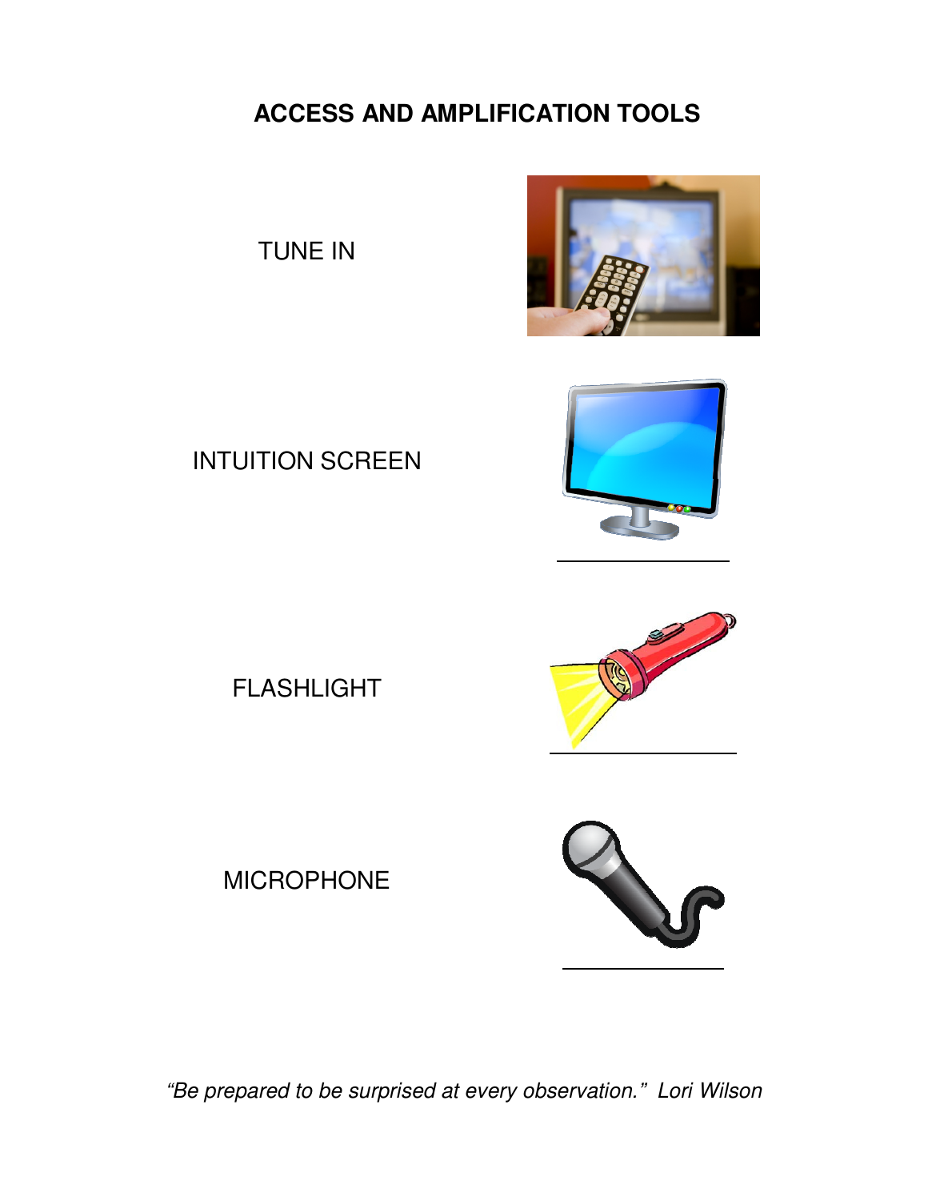# ACCESS AND AMPLIFICATION TOOLS

TUNE IN

INTUITION SCREEN

FLASHLIGHT

MICROPHONE

*"Be prepared to be surprised at every observation." Lori Wilson*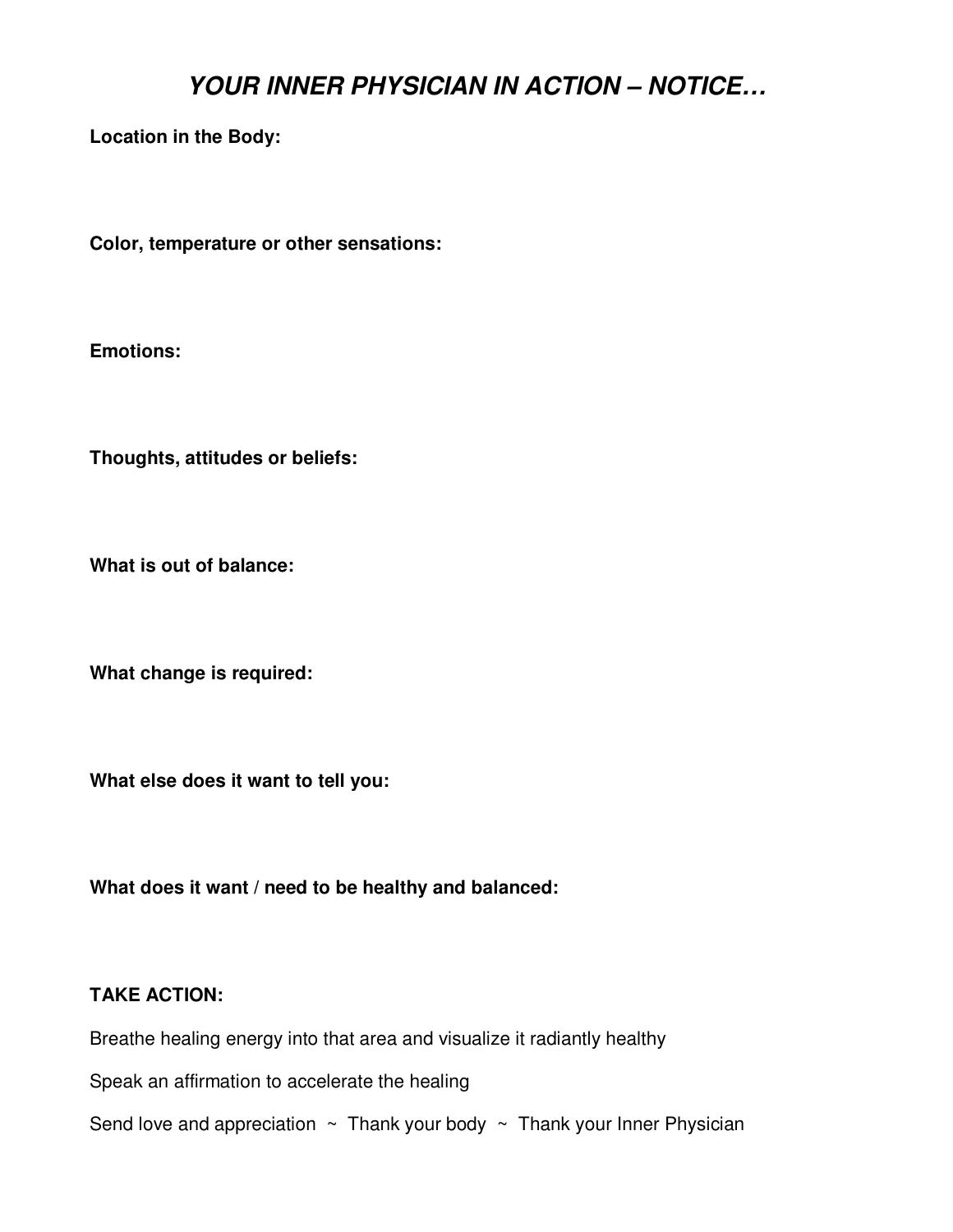# *YOUR INNER PHYSICIAN IN ACTION – NOTICE…*

**Location in the Body:**

**Color, temperature or other sensations:**

**Emotions:**

**Thoughts, attitudes or beliefs:**

**What is out of balance:**

**What change is required:**

**What else does it want to tell you:**

**What does it want / need to be healthy and balanced:**

**TAKE ACTION:**

Breathe healing energy into that area and visualize it radiantly healthy

Speak an affirmation to accelerate the healing

Send love and appreciation ~ Thank your body ~ Thank your Inner Physician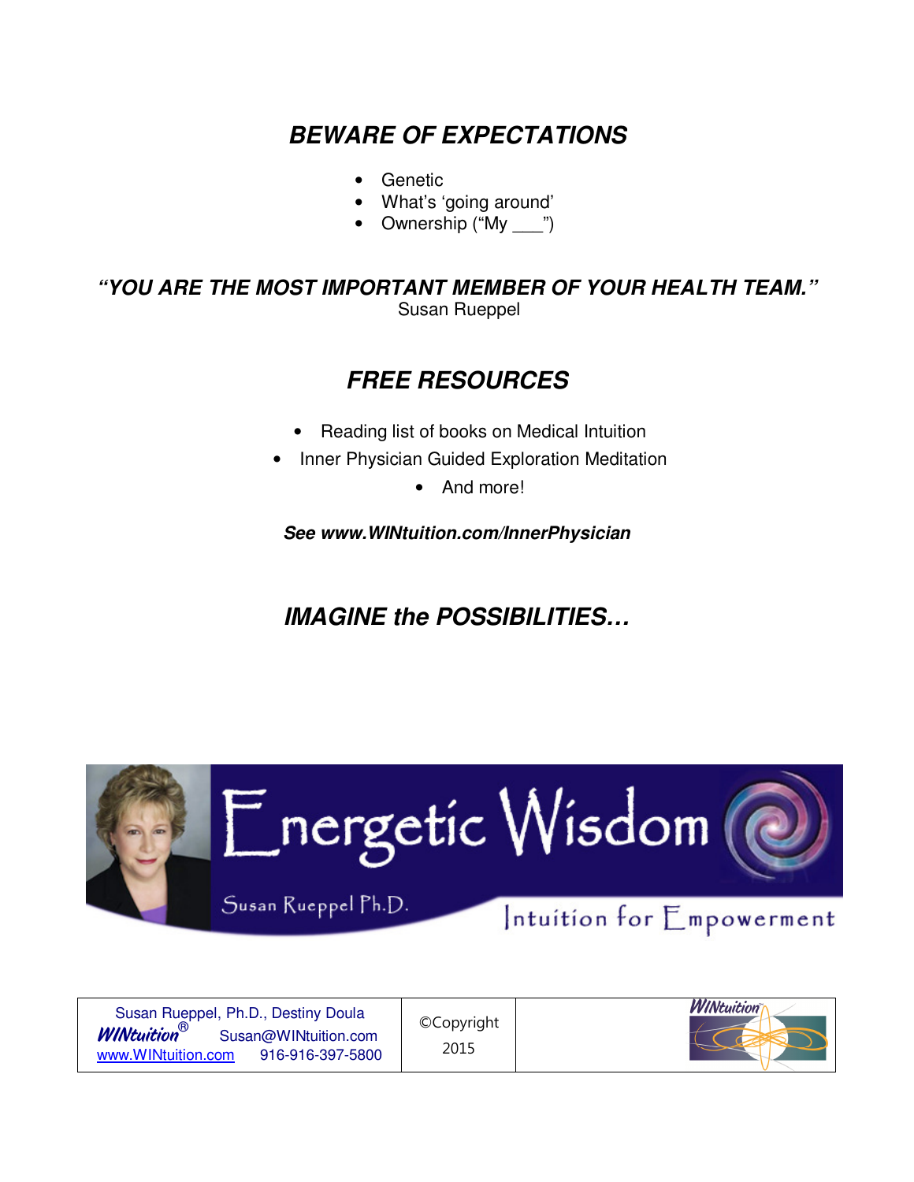## *BEWARE OF EXPECTATIONS*

- Genetic
- What's 'going around'
- Ownership ("My ___")

***"YOU ARE THE MOST IMPORTANT MEMBER OF YOUR HEALTH TEAM."***
Susan Rueppel

## *FREE RESOURCES*

- Reading list of books on Medical Intuition
- Inner Physician Guided Exploration Meditation
- And more!

***See www.WINtuition.com/InnerPhysician***

## *IMAGINE the POSSIBILITIES…*

Energetic Wisdom

Susan Rueppel Ph.D.

Intuition for Empowerment

| | | |
|---|---|---|
| Susan Rueppel, Ph.D., Destiny Doula<br>*WINtuition*® Susan@WINtuition.com<br>www.WINtuition.com 916-916-397-5800 | ©Copyright 2015 | WINtuition |